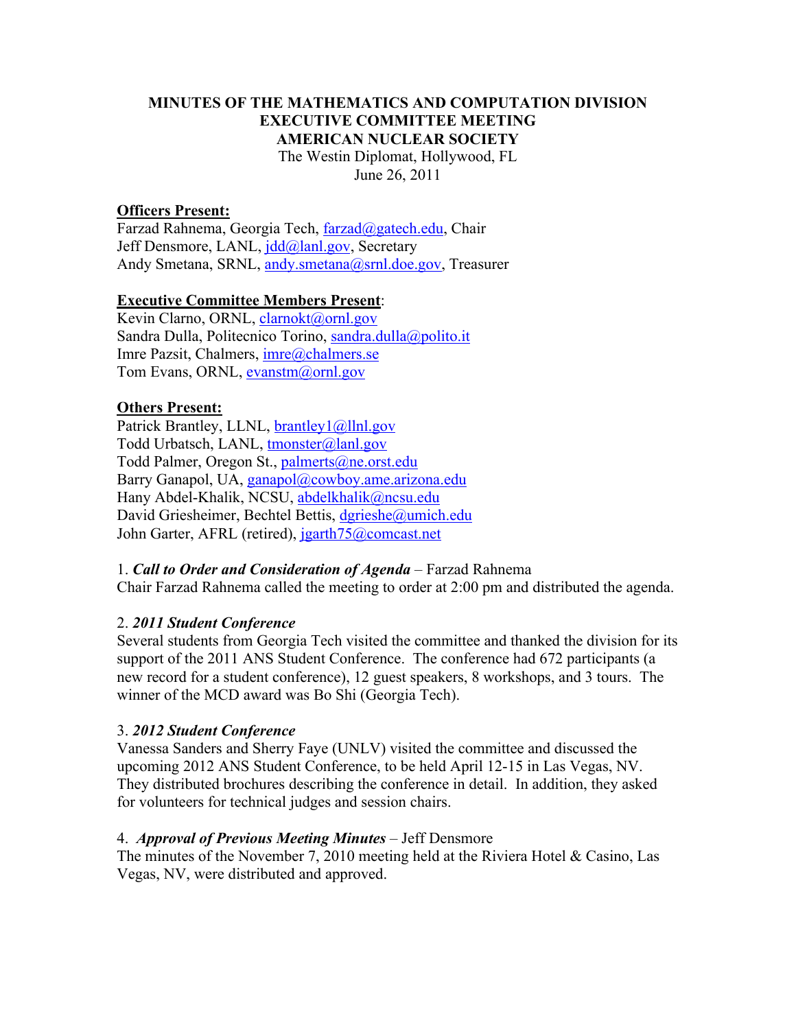# MINUTES OF THE MATHEMATICS AND COMPUTATION DIVISION EXECUTIVE COMMITTEE MEETING
## AMERICAN NUCLEAR SOCIETY

The Westin Diplomat, Hollywood, FL
June 26, 2011

**Officers Present:**
Farzad Rahnema, Georgia Tech, farzad@gatech.edu, Chair
Jeff Densmore, LANL, jdd@lanl.gov, Secretary
Andy Smetana, SRNL, andy.smetana@srnl.doe.gov, Treasurer

**Executive Committee Members Present**:
Kevin Clarno, ORNL, clarnokt@ornl.gov
Sandra Dulla, Politecnico Torino, sandra.dulla@polito.it
Imre Pazsit, Chalmers, imre@chalmers.se
Tom Evans, ORNL, evanstm@ornl.gov

**Others Present:**
Patrick Brantley, LLNL, brantley1@llnl.gov
Todd Urbatsch, LANL, tmonster@lanl.gov
Todd Palmer, Oregon St., palmerts@ne.orst.edu
Barry Ganapol, UA, ganapol@cowboy.ame.arizona.edu
Hany Abdel-Khalik, NCSU, abdelkhalik@ncsu.edu
David Griesheimer, Bechtel Bettis, dgrieshe@umich.edu
John Garter, AFRL (retired), jgarth75@comcast.net

1. ***Call to Order and Consideration of Agenda*** – Farzad Rahnema
Chair Farzad Rahnema called the meeting to order at 2:00 pm and distributed the agenda.

2. ***2011 Student Conference***
Several students from Georgia Tech visited the committee and thanked the division for its support of the 2011 ANS Student Conference. The conference had 672 participants (a new record for a student conference), 12 guest speakers, 8 workshops, and 3 tours. The winner of the MCD award was Bo Shi (Georgia Tech).

3. ***2012 Student Conference***
Vanessa Sanders and Sherry Faye (UNLV) visited the committee and discussed the upcoming 2012 ANS Student Conference, to be held April 12-15 in Las Vegas, NV. They distributed brochures describing the conference in detail. In addition, they asked for volunteers for technical judges and session chairs.

4. ***Approval of Previous Meeting Minutes*** – Jeff Densmore
The minutes of the November 7, 2010 meeting held at the Riviera Hotel & Casino, Las Vegas, NV, were distributed and approved.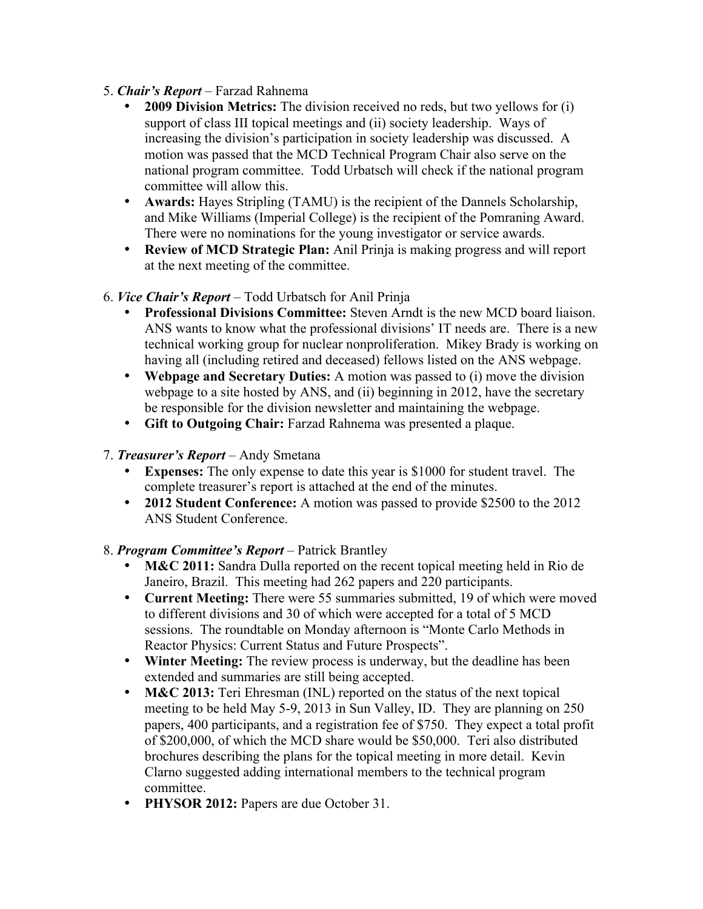5. ***Chair's Report*** – Farzad Rahnema
    - **2009 Division Metrics:** The division received no reds, but two yellows for (i) support of class III topical meetings and (ii) society leadership. Ways of increasing the division's participation in society leadership was discussed. A motion was passed that the MCD Technical Program Chair also serve on the national program committee. Todd Urbatsch will check if the national program committee will allow this.
    - **Awards:** Hayes Stripling (TAMU) is the recipient of the Dannels Scholarship, and Mike Williams (Imperial College) is the recipient of the Pomraning Award. There were no nominations for the young investigator or service awards.
    - **Review of MCD Strategic Plan:** Anil Prinja is making progress and will report at the next meeting of the committee.

6. ***Vice Chair's Report*** – Todd Urbatsch for Anil Prinja
    - **Professional Divisions Committee:** Steven Arndt is the new MCD board liaison. ANS wants to know what the professional divisions' IT needs are. There is a new technical working group for nuclear nonproliferation. Mikey Brady is working on having all (including retired and deceased) fellows listed on the ANS webpage.
    - **Webpage and Secretary Duties:** A motion was passed to (i) move the division webpage to a site hosted by ANS, and (ii) beginning in 2012, have the secretary be responsible for the division newsletter and maintaining the webpage.
    - **Gift to Outgoing Chair:** Farzad Rahnema was presented a plaque.

7. ***Treasurer's Report*** – Andy Smetana
    - **Expenses:** The only expense to date this year is $1000 for student travel. The complete treasurer's report is attached at the end of the minutes.
    - **2012 Student Conference:** A motion was passed to provide $2500 to the 2012 ANS Student Conference.

8. ***Program Committee's Report*** – Patrick Brantley
    - **M&C 2011:** Sandra Dulla reported on the recent topical meeting held in Rio de Janeiro, Brazil. This meeting had 262 papers and 220 participants.
    - **Current Meeting:** There were 55 summaries submitted, 19 of which were moved to different divisions and 30 of which were accepted for a total of 5 MCD sessions. The roundtable on Monday afternoon is "Monte Carlo Methods in Reactor Physics: Current Status and Future Prospects".
    - **Winter Meeting:** The review process is underway, but the deadline has been extended and summaries are still being accepted.
    - **M&C 2013:** Teri Ehresman (INL) reported on the status of the next topical meeting to be held May 5-9, 2013 in Sun Valley, ID. They are planning on 250 papers, 400 participants, and a registration fee of $750. They expect a total profit of $200,000, of which the MCD share would be $50,000. Teri also distributed brochures describing the plans for the topical meeting in more detail. Kevin Clarno suggested adding international members to the technical program committee.
    - **PHYSOR 2012:** Papers are due October 31.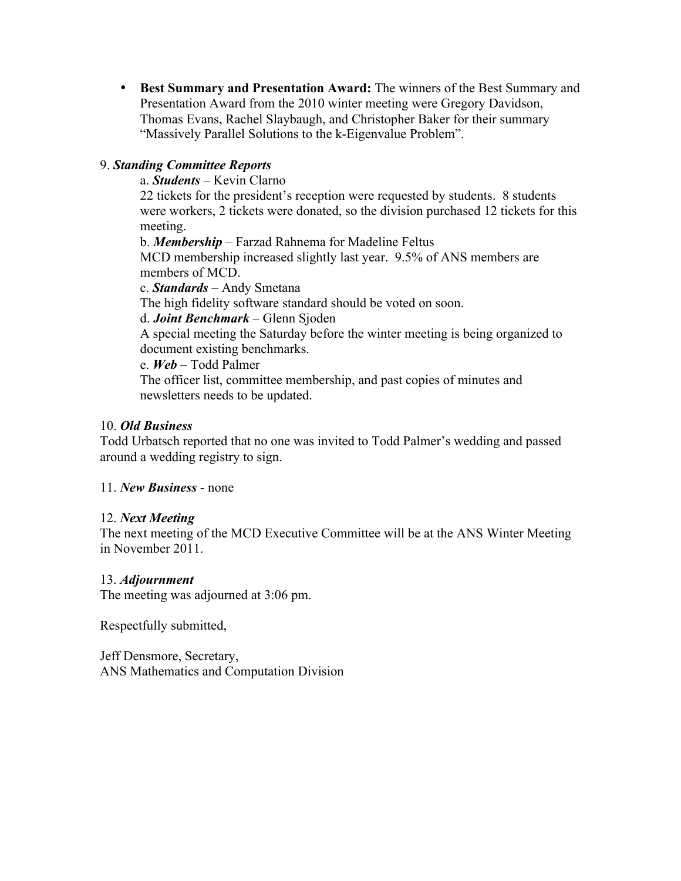- **Best Summary and Presentation Award:** The winners of the Best Summary and Presentation Award from the 2010 winter meeting were Gregory Davidson, Thomas Evans, Rachel Slaybaugh, and Christopher Baker for their summary "Massively Parallel Solutions to the k-Eigenvalue Problem".

9. ***Standing Committee Reports***

a. ***Students*** – Kevin Clarno
22 tickets for the president's reception were requested by students. 8 students were workers, 2 tickets were donated, so the division purchased 12 tickets for this meeting.

b. ***Membership*** – Farzad Rahnema for Madeline Feltus
MCD membership increased slightly last year. 9.5% of ANS members are members of MCD.

c. ***Standards*** – Andy Smetana
The high fidelity software standard should be voted on soon.

d. ***Joint Benchmark*** – Glenn Sjoden
A special meeting the Saturday before the winter meeting is being organized to document existing benchmarks.

e. ***Web*** – Todd Palmer
The officer list, committee membership, and past copies of minutes and newsletters needs to be updated.

10. ***Old Business***
Todd Urbatsch reported that no one was invited to Todd Palmer's wedding and passed around a wedding registry to sign.

11. ***New Business*** - none

12. ***Next Meeting***
The next meeting of the MCD Executive Committee will be at the ANS Winter Meeting in November 2011.

13. ***Adjournment***
The meeting was adjourned at 3:06 pm.

Respectfully submitted,

Jeff Densmore, Secretary,
ANS Mathematics and Computation Division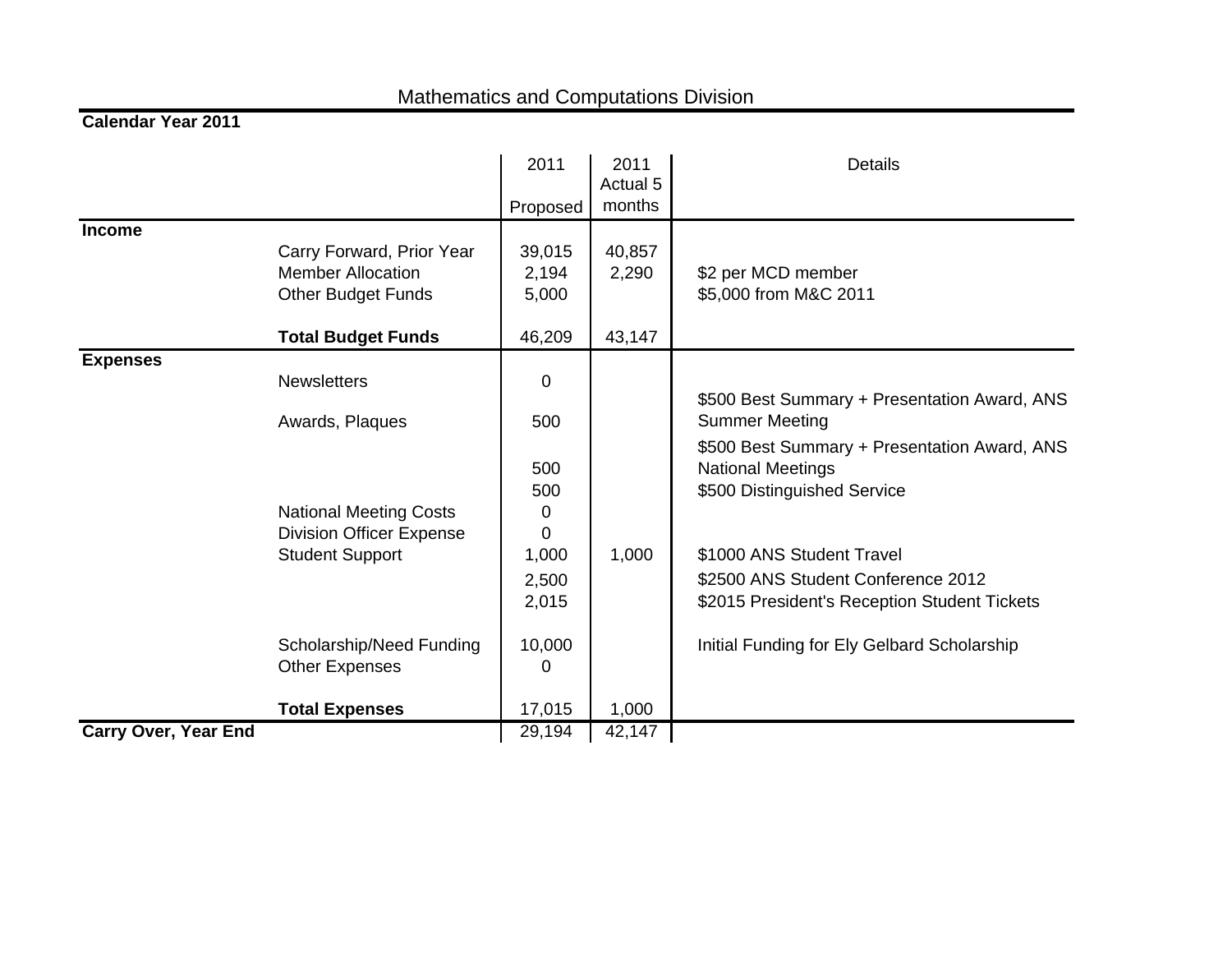## Mathematics and Computations Division

**Calendar Year 2011**

| | | 2011 Proposed | 2011 Actual 5 months | Details |
|---|---|---|---|---|
| **Income** | | | | |
| | Carry Forward, Prior Year | 39,015 | 40,857 | |
| | Member Allocation | 2,194 | 2,290 | $2 per MCD member |
| | Other Budget Funds | 5,000 | | $5,000 from M&C 2011 |
| | **Total Budget Funds** | 46,209 | 43,147 | |
| **Expenses** | | | | |
| | Newsletters | 0 | | |
| | Awards, Plaques | 500 | | $500 Best Summary + Presentation Award, ANS Summer Meeting |
| | | 500 | | $500 Best Summary + Presentation Award, ANS National Meetings |
| | | 500 | | $500 Distinguished Service |
| | National Meeting Costs | 0 | | |
| | Division Officer Expense | 0 | | |
| | Student Support | 1,000 | 1,000 | $1000 ANS Student Travel |
| | | 2,500 | | $2500 ANS Student Conference 2012 |
| | | 2,015 | | $2015 President's Reception Student Tickets |
| | Scholarship/Need Funding | 10,000 | | Initial Funding for Ely Gelbard Scholarship |
| | Other Expenses | 0 | | |
| | **Total Expenses** | 17,015 | 1,000 | |
| **Carry Over, Year End** | | 29,194 | 42,147 | |